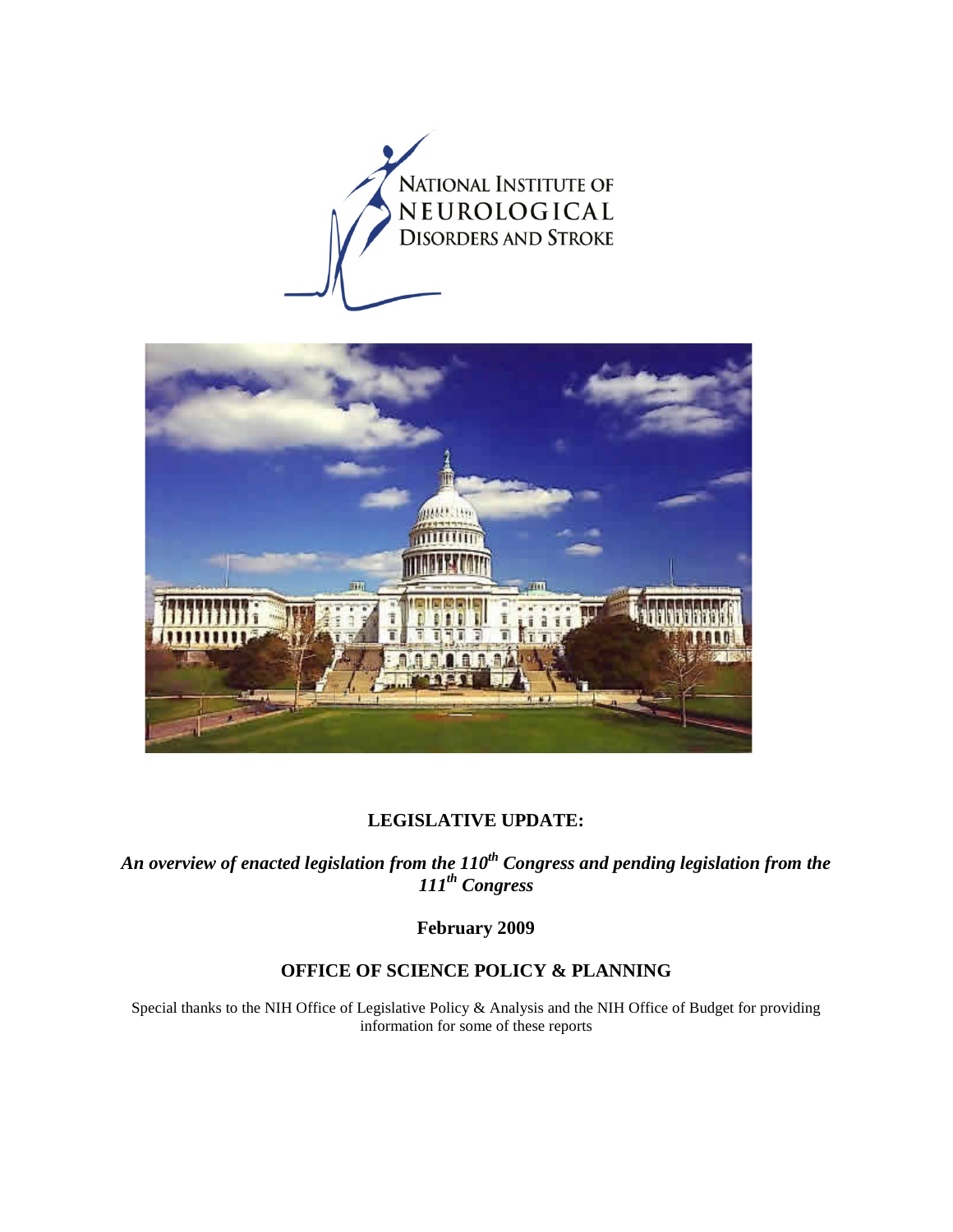NATIONAL INSTITUTE OF NEUROLOGICAL DISORDERS AND STROKE

# LEGISLATIVE UPDATE:

***An overview of enacted legislation from the 110th Congress and pending legislation from the 111th Congress***

**February 2009**

## OFFICE OF SCIENCE POLICY & PLANNING

Special thanks to the NIH Office of Legislative Policy & Analysis and the NIH Office of Budget for providing information for some of these reports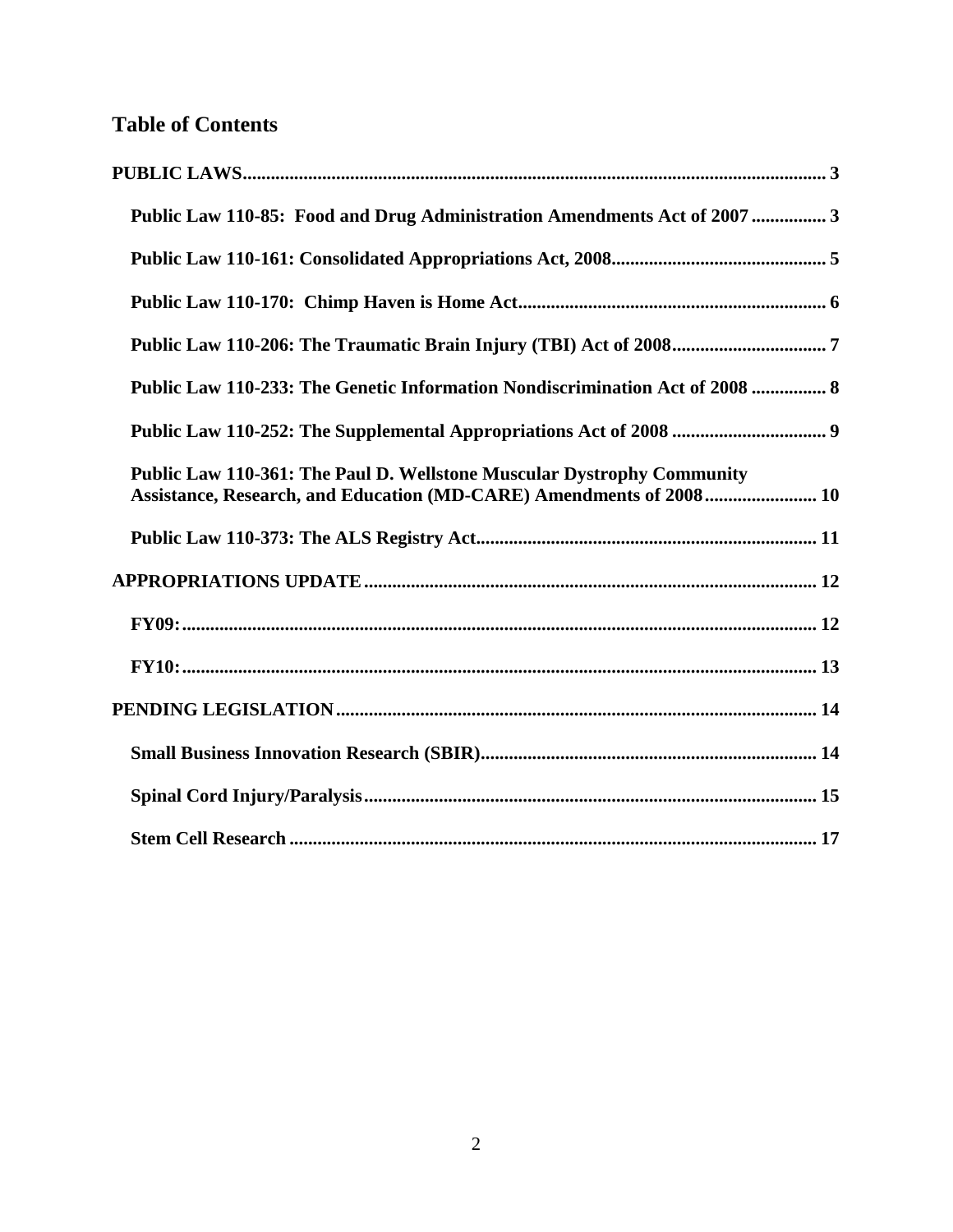## Table of Contents

**PUBLIC LAWS** ........ 3

- **Public Law 110-85: Food and Drug Administration Amendments Act of 2007** ........ 3
- **Public Law 110-161: Consolidated Appropriations Act, 2008** ........ 5
- **Public Law 110-170: Chimp Haven is Home Act** ........ 6
- **Public Law 110-206: The Traumatic Brain Injury (TBI) Act of 2008** ........ 7
- **Public Law 110-233: The Genetic Information Nondiscrimination Act of 2008** ........ 8
- **Public Law 110-252: The Supplemental Appropriations Act of 2008** ........ 9
- **Public Law 110-361: The Paul D. Wellstone Muscular Dystrophy Community Assistance, Research, and Education (MD-CARE) Amendments of 2008** ........ 10
- **Public Law 110-373: The ALS Registry Act** ........ 11

**APPROPRIATIONS UPDATE** ........ 12

- **FY09:** ........ 12
- **FY10:** ........ 13

**PENDING LEGISLATION** ........ 14

- **Small Business Innovation Research (SBIR)** ........ 14
- **Spinal Cord Injury/Paralysis** ........ 15
- **Stem Cell Research** ........ 17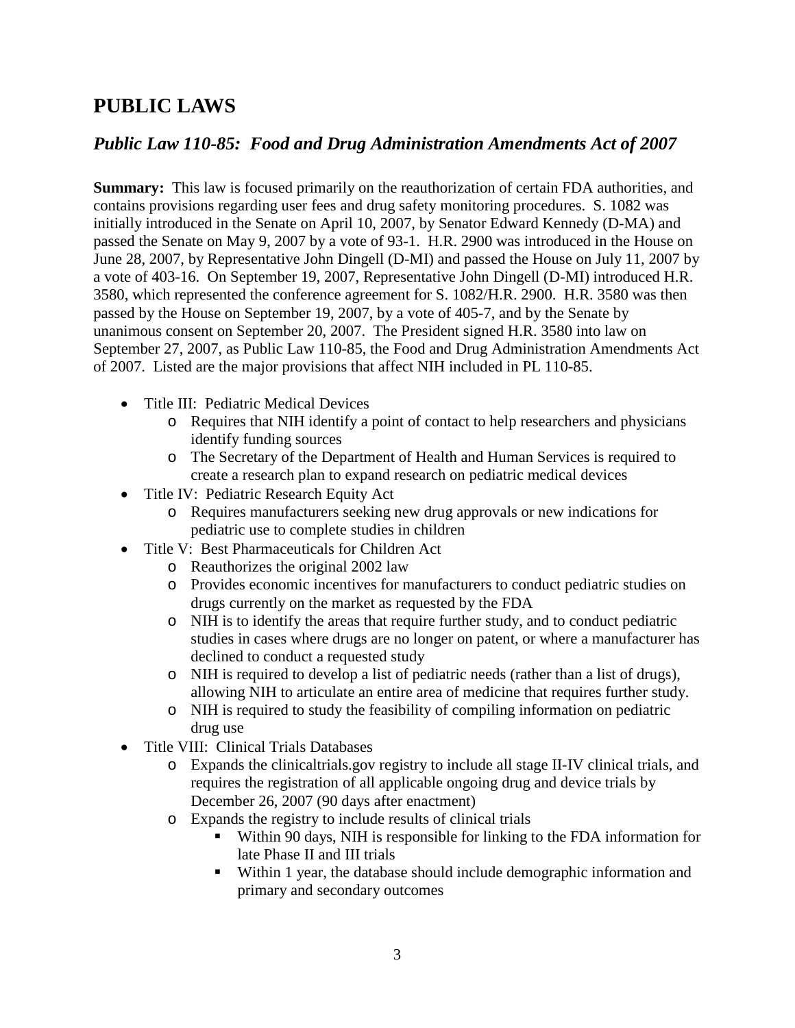# PUBLIC LAWS

## *Public Law 110-85: Food and Drug Administration Amendments Act of 2007*

**Summary:** This law is focused primarily on the reauthorization of certain FDA authorities, and contains provisions regarding user fees and drug safety monitoring procedures. S. 1082 was initially introduced in the Senate on April 10, 2007, by Senator Edward Kennedy (D-MA) and passed the Senate on May 9, 2007 by a vote of 93-1. H.R. 2900 was introduced in the House on June 28, 2007, by Representative John Dingell (D-MI) and passed the House on July 11, 2007 by a vote of 403-16. On September 19, 2007, Representative John Dingell (D-MI) introduced H.R. 3580, which represented the conference agreement for S. 1082/H.R. 2900. H.R. 3580 was then passed by the House on September 19, 2007, by a vote of 405-7, and by the Senate by unanimous consent on September 20, 2007. The President signed H.R. 3580 into law on September 27, 2007, as Public Law 110-85, the Food and Drug Administration Amendments Act of 2007. Listed are the major provisions that affect NIH included in PL 110-85.

- Title III: Pediatric Medical Devices
  - Requires that NIH identify a point of contact to help researchers and physicians identify funding sources
  - The Secretary of the Department of Health and Human Services is required to create a research plan to expand research on pediatric medical devices
- Title IV: Pediatric Research Equity Act
  - Requires manufacturers seeking new drug approvals or new indications for pediatric use to complete studies in children
- Title V: Best Pharmaceuticals for Children Act
  - Reauthorizes the original 2002 law
  - Provides economic incentives for manufacturers to conduct pediatric studies on drugs currently on the market as requested by the FDA
  - NIH is to identify the areas that require further study, and to conduct pediatric studies in cases where drugs are no longer on patent, or where a manufacturer has declined to conduct a requested study
  - NIH is required to develop a list of pediatric needs (rather than a list of drugs), allowing NIH to articulate an entire area of medicine that requires further study.
  - NIH is required to study the feasibility of compiling information on pediatric drug use
- Title VIII: Clinical Trials Databases
  - Expands the clinicaltrials.gov registry to include all stage II-IV clinical trials, and requires the registration of all applicable ongoing drug and device trials by December 26, 2007 (90 days after enactment)
  - Expands the registry to include results of clinical trials
    - Within 90 days, NIH is responsible for linking to the FDA information for late Phase II and III trials
    - Within 1 year, the database should include demographic information and primary and secondary outcomes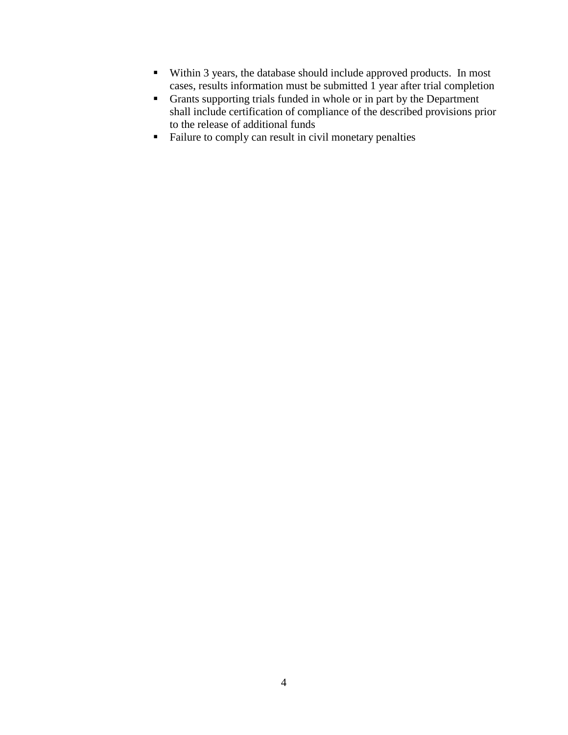- Within 3 years, the database should include approved products. In most cases, results information must be submitted 1 year after trial completion
- Grants supporting trials funded in whole or in part by the Department shall include certification of compliance of the described provisions prior to the release of additional funds
- Failure to comply can result in civil monetary penalties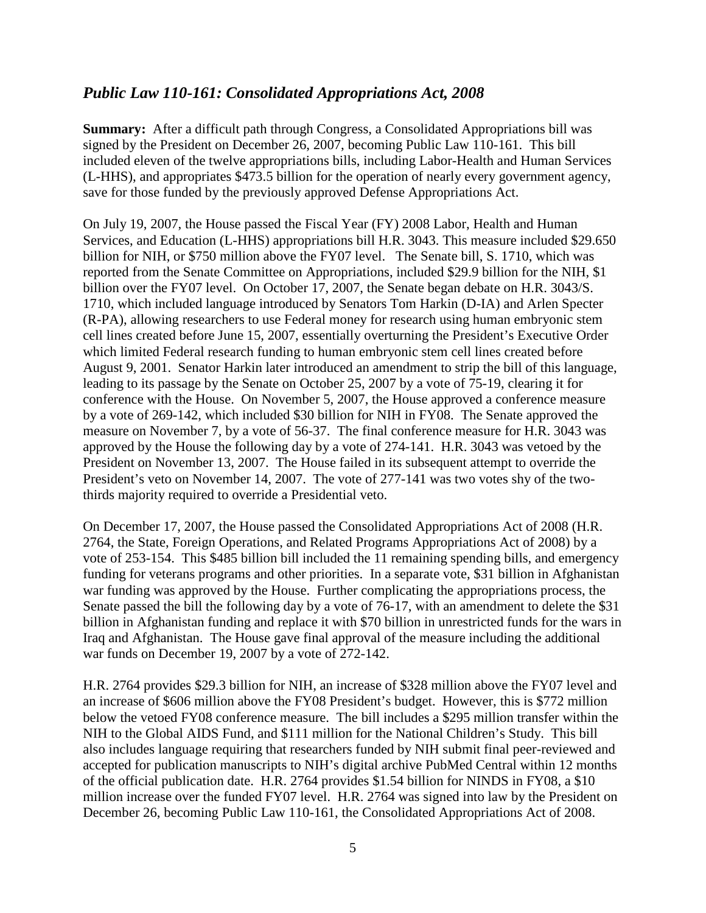## *Public Law 110-161: Consolidated Appropriations Act, 2008*

**Summary:** After a difficult path through Congress, a Consolidated Appropriations bill was signed by the President on December 26, 2007, becoming Public Law 110-161. This bill included eleven of the twelve appropriations bills, including Labor-Health and Human Services (L-HHS), and appropriates $473.5 billion for the operation of nearly every government agency, save for those funded by the previously approved Defense Appropriations Act.

On July 19, 2007, the House passed the Fiscal Year (FY) 2008 Labor, Health and Human Services, and Education (L-HHS) appropriations bill H.R. 3043. This measure included $29.650 billion for NIH, or $750 million above the FY07 level. The Senate bill, S. 1710, which was reported from the Senate Committee on Appropriations, included $29.9 billion for the NIH, $1 billion over the FY07 level. On October 17, 2007, the Senate began debate on H.R. 3043/S. 1710, which included language introduced by Senators Tom Harkin (D-IA) and Arlen Specter (R-PA), allowing researchers to use Federal money for research using human embryonic stem cell lines created before June 15, 2007, essentially overturning the President's Executive Order which limited Federal research funding to human embryonic stem cell lines created before August 9, 2001. Senator Harkin later introduced an amendment to strip the bill of this language, leading to its passage by the Senate on October 25, 2007 by a vote of 75-19, clearing it for conference with the House. On November 5, 2007, the House approved a conference measure by a vote of 269-142, which included $30 billion for NIH in FY08. The Senate approved the measure on November 7, by a vote of 56-37. The final conference measure for H.R. 3043 was approved by the House the following day by a vote of 274-141. H.R. 3043 was vetoed by the President on November 13, 2007. The House failed in its subsequent attempt to override the President's veto on November 14, 2007. The vote of 277-141 was two votes shy of the two-thirds majority required to override a Presidential veto.

On December 17, 2007, the House passed the Consolidated Appropriations Act of 2008 (H.R. 2764, the State, Foreign Operations, and Related Programs Appropriations Act of 2008) by a vote of 253-154. This $485 billion bill included the 11 remaining spending bills, and emergency funding for veterans programs and other priorities. In a separate vote, $31 billion in Afghanistan war funding was approved by the House. Further complicating the appropriations process, the Senate passed the bill the following day by a vote of 76-17, with an amendment to delete the $31 billion in Afghanistan funding and replace it with $70 billion in unrestricted funds for the wars in Iraq and Afghanistan. The House gave final approval of the measure including the additional war funds on December 19, 2007 by a vote of 272-142.

H.R. 2764 provides $29.3 billion for NIH, an increase of $328 million above the FY07 level and an increase of $606 million above the FY08 President's budget. However, this is $772 million below the vetoed FY08 conference measure. The bill includes a $295 million transfer within the NIH to the Global AIDS Fund, and $111 million for the National Children's Study. This bill also includes language requiring that researchers funded by NIH submit final peer-reviewed and accepted for publication manuscripts to NIH's digital archive PubMed Central within 12 months of the official publication date. H.R. 2764 provides $1.54 billion for NINDS in FY08, a $10 million increase over the funded FY07 level. H.R. 2764 was signed into law by the President on December 26, becoming Public Law 110-161, the Consolidated Appropriations Act of 2008.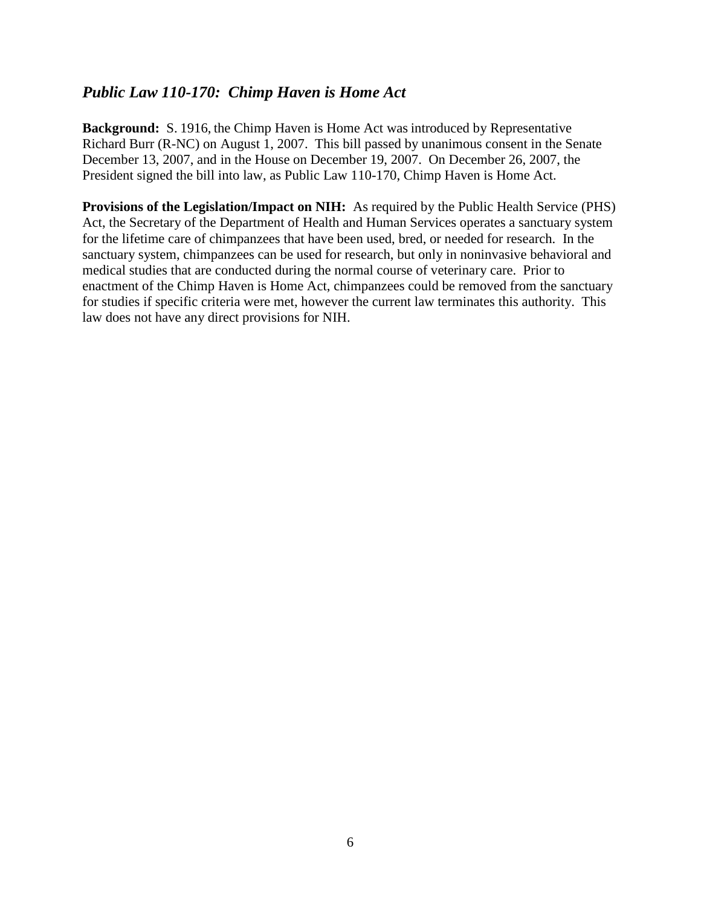## *Public Law 110-170: Chimp Haven is Home Act*

**Background:** S. 1916, the Chimp Haven is Home Act was introduced by Representative Richard Burr (R-NC) on August 1, 2007. This bill passed by unanimous consent in the Senate December 13, 2007, and in the House on December 19, 2007. On December 26, 2007, the President signed the bill into law, as Public Law 110-170, Chimp Haven is Home Act.

**Provisions of the Legislation/Impact on NIH:** As required by the Public Health Service (PHS) Act, the Secretary of the Department of Health and Human Services operates a sanctuary system for the lifetime care of chimpanzees that have been used, bred, or needed for research. In the sanctuary system, chimpanzees can be used for research, but only in noninvasive behavioral and medical studies that are conducted during the normal course of veterinary care. Prior to enactment of the Chimp Haven is Home Act, chimpanzees could be removed from the sanctuary for studies if specific criteria were met, however the current law terminates this authority. This law does not have any direct provisions for NIH.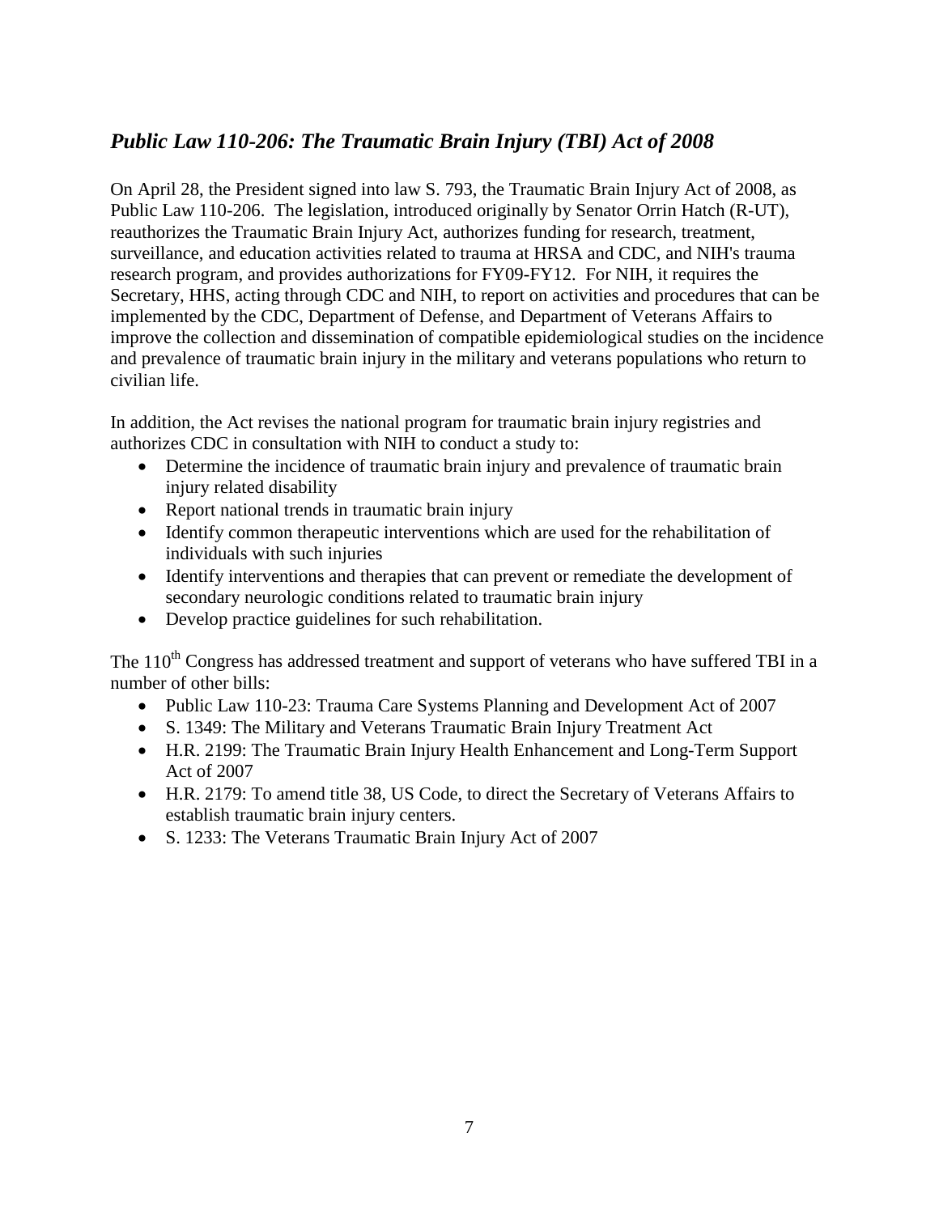## *Public Law 110-206: The Traumatic Brain Injury (TBI) Act of 2008*

On April 28, the President signed into law S. 793, the Traumatic Brain Injury Act of 2008, as Public Law 110-206. The legislation, introduced originally by Senator Orrin Hatch (R-UT), reauthorizes the Traumatic Brain Injury Act, authorizes funding for research, treatment, surveillance, and education activities related to trauma at HRSA and CDC, and NIH's trauma research program, and provides authorizations for FY09-FY12. For NIH, it requires the Secretary, HHS, acting through CDC and NIH, to report on activities and procedures that can be implemented by the CDC, Department of Defense, and Department of Veterans Affairs to improve the collection and dissemination of compatible epidemiological studies on the incidence and prevalence of traumatic brain injury in the military and veterans populations who return to civilian life.

In addition, the Act revises the national program for traumatic brain injury registries and authorizes CDC in consultation with NIH to conduct a study to:

- Determine the incidence of traumatic brain injury and prevalence of traumatic brain injury related disability
- Report national trends in traumatic brain injury
- Identify common therapeutic interventions which are used for the rehabilitation of individuals with such injuries
- Identify interventions and therapies that can prevent or remediate the development of secondary neurologic conditions related to traumatic brain injury
- Develop practice guidelines for such rehabilitation.

The 110th Congress has addressed treatment and support of veterans who have suffered TBI in a number of other bills:

- Public Law 110-23: Trauma Care Systems Planning and Development Act of 2007
- S. 1349: The Military and Veterans Traumatic Brain Injury Treatment Act
- H.R. 2199: The Traumatic Brain Injury Health Enhancement and Long-Term Support Act of 2007
- H.R. 2179: To amend title 38, US Code, to direct the Secretary of Veterans Affairs to establish traumatic brain injury centers.
- S. 1233: The Veterans Traumatic Brain Injury Act of 2007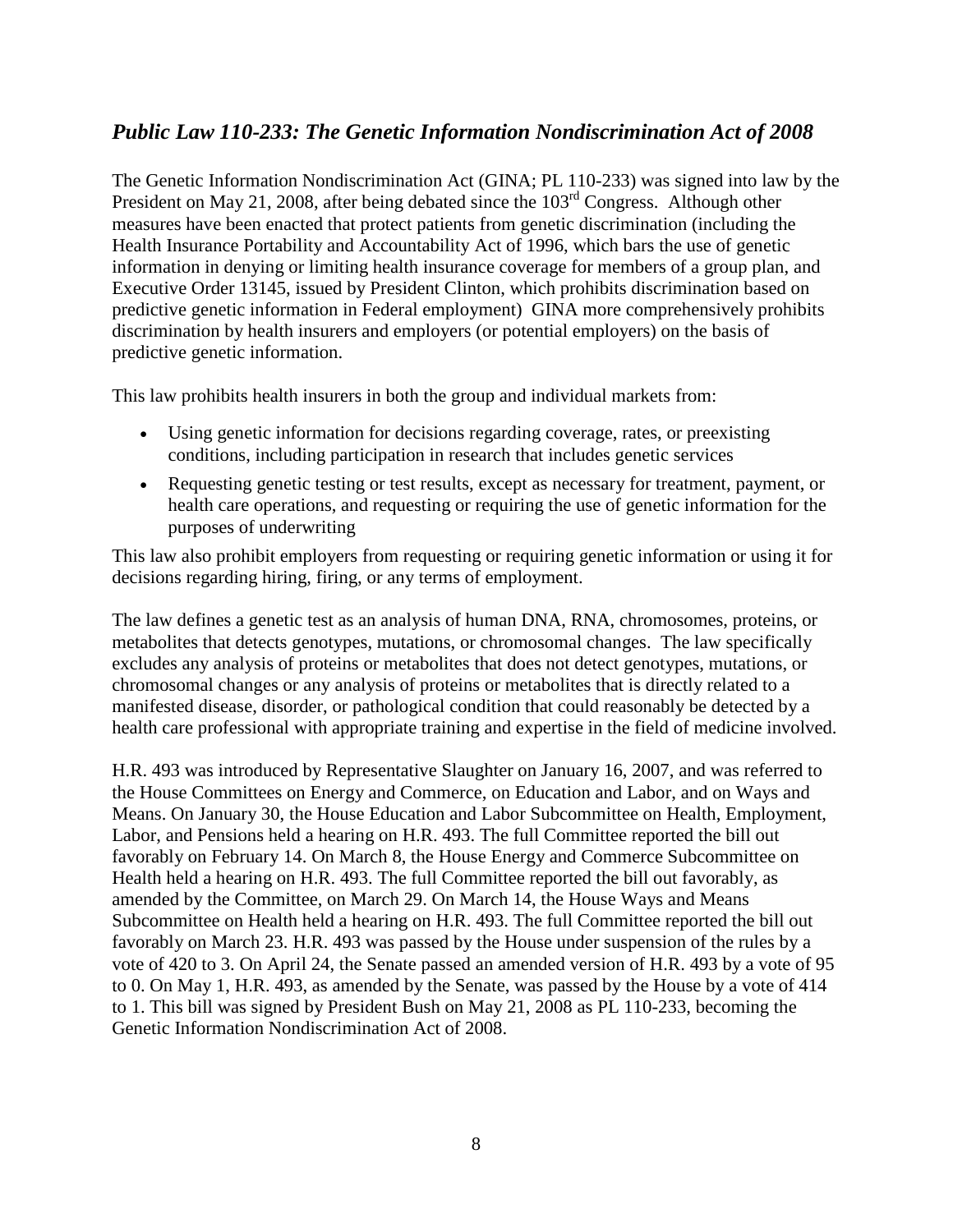## *Public Law 110-233: The Genetic Information Nondiscrimination Act of 2008*

The Genetic Information Nondiscrimination Act (GINA; PL 110-233) was signed into law by the President on May 21, 2008, after being debated since the 103rd Congress. Although other measures have been enacted that protect patients from genetic discrimination (including the Health Insurance Portability and Accountability Act of 1996, which bars the use of genetic information in denying or limiting health insurance coverage for members of a group plan, and Executive Order 13145, issued by President Clinton, which prohibits discrimination based on predictive genetic information in Federal employment) GINA more comprehensively prohibits discrimination by health insurers and employers (or potential employers) on the basis of predictive genetic information.

This law prohibits health insurers in both the group and individual markets from:

- Using genetic information for decisions regarding coverage, rates, or preexisting conditions, including participation in research that includes genetic services
- Requesting genetic testing or test results, except as necessary for treatment, payment, or health care operations, and requesting or requiring the use of genetic information for the purposes of underwriting

This law also prohibit employers from requesting or requiring genetic information or using it for decisions regarding hiring, firing, or any terms of employment.

The law defines a genetic test as an analysis of human DNA, RNA, chromosomes, proteins, or metabolites that detects genotypes, mutations, or chromosomal changes. The law specifically excludes any analysis of proteins or metabolites that does not detect genotypes, mutations, or chromosomal changes or any analysis of proteins or metabolites that is directly related to a manifested disease, disorder, or pathological condition that could reasonably be detected by a health care professional with appropriate training and expertise in the field of medicine involved.

H.R. 493 was introduced by Representative Slaughter on January 16, 2007, and was referred to the House Committees on Energy and Commerce, on Education and Labor, and on Ways and Means. On January 30, the House Education and Labor Subcommittee on Health, Employment, Labor, and Pensions held a hearing on H.R. 493. The full Committee reported the bill out favorably on February 14. On March 8, the House Energy and Commerce Subcommittee on Health held a hearing on H.R. 493. The full Committee reported the bill out favorably, as amended by the Committee, on March 29. On March 14, the House Ways and Means Subcommittee on Health held a hearing on H.R. 493. The full Committee reported the bill out favorably on March 23. H.R. 493 was passed by the House under suspension of the rules by a vote of 420 to 3. On April 24, the Senate passed an amended version of H.R. 493 by a vote of 95 to 0. On May 1, H.R. 493, as amended by the Senate, was passed by the House by a vote of 414 to 1. This bill was signed by President Bush on May 21, 2008 as PL 110-233, becoming the Genetic Information Nondiscrimination Act of 2008.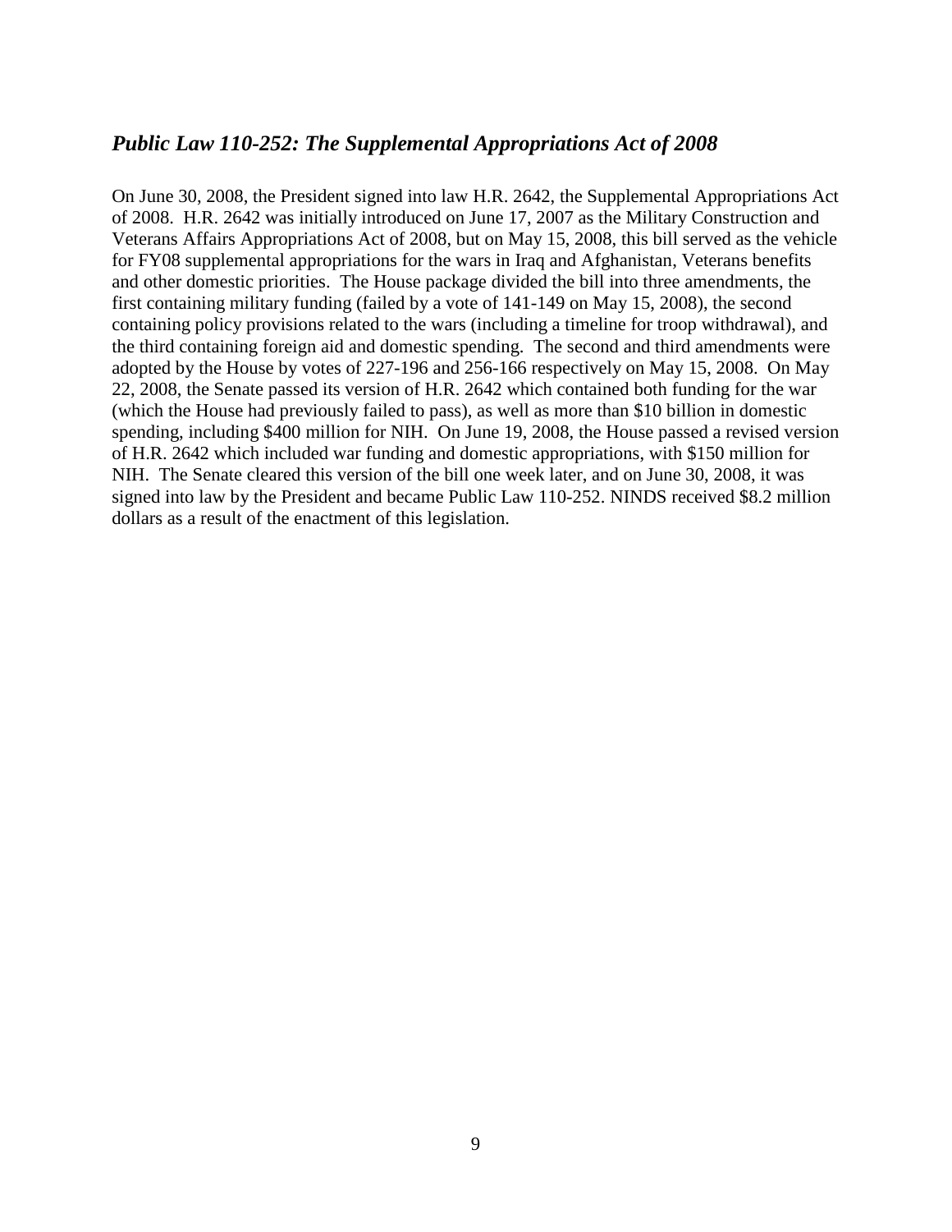### ***Public Law 110-252: The Supplemental Appropriations Act of 2008***

On June 30, 2008, the President signed into law H.R. 2642, the Supplemental Appropriations Act of 2008. H.R. 2642 was initially introduced on June 17, 2007 as the Military Construction and Veterans Affairs Appropriations Act of 2008, but on May 15, 2008, this bill served as the vehicle for FY08 supplemental appropriations for the wars in Iraq and Afghanistan, Veterans benefits and other domestic priorities. The House package divided the bill into three amendments, the first containing military funding (failed by a vote of 141-149 on May 15, 2008), the second containing policy provisions related to the wars (including a timeline for troop withdrawal), and the third containing foreign aid and domestic spending. The second and third amendments were adopted by the House by votes of 227-196 and 256-166 respectively on May 15, 2008. On May 22, 2008, the Senate passed its version of H.R. 2642 which contained both funding for the war (which the House had previously failed to pass), as well as more than $10 billion in domestic spending, including $400 million for NIH. On June 19, 2008, the House passed a revised version of H.R. 2642 which included war funding and domestic appropriations, with $150 million for NIH. The Senate cleared this version of the bill one week later, and on June 30, 2008, it was signed into law by the President and became Public Law 110-252. NINDS received $8.2 million dollars as a result of the enactment of this legislation.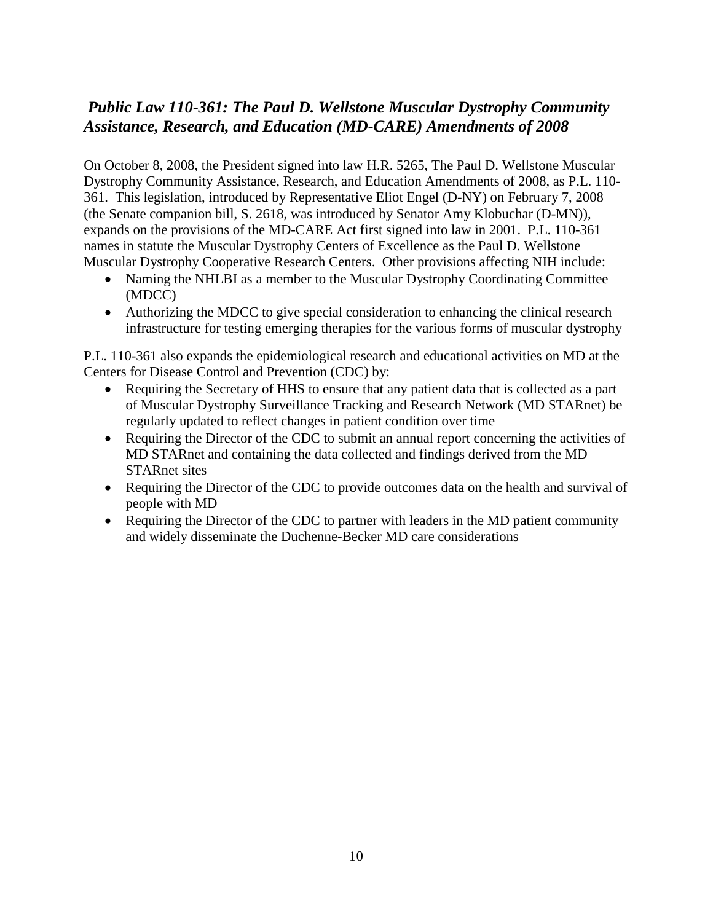## *Public Law 110-361: The Paul D. Wellstone Muscular Dystrophy Community Assistance, Research, and Education (MD-CARE) Amendments of 2008*

On October 8, 2008, the President signed into law H.R. 5265, The Paul D. Wellstone Muscular Dystrophy Community Assistance, Research, and Education Amendments of 2008, as P.L. 110-361. This legislation, introduced by Representative Eliot Engel (D-NY) on February 7, 2008 (the Senate companion bill, S. 2618, was introduced by Senator Amy Klobuchar (D-MN)), expands on the provisions of the MD-CARE Act first signed into law in 2001. P.L. 110-361 names in statute the Muscular Dystrophy Centers of Excellence as the Paul D. Wellstone Muscular Dystrophy Cooperative Research Centers. Other provisions affecting NIH include:

- Naming the NHLBI as a member to the Muscular Dystrophy Coordinating Committee (MDCC)
- Authorizing the MDCC to give special consideration to enhancing the clinical research infrastructure for testing emerging therapies for the various forms of muscular dystrophy

P.L. 110-361 also expands the epidemiological research and educational activities on MD at the Centers for Disease Control and Prevention (CDC) by:

- Requiring the Secretary of HHS to ensure that any patient data that is collected as a part of Muscular Dystrophy Surveillance Tracking and Research Network (MD STARnet) be regularly updated to reflect changes in patient condition over time
- Requiring the Director of the CDC to submit an annual report concerning the activities of MD STARnet and containing the data collected and findings derived from the MD STARnet sites
- Requiring the Director of the CDC to provide outcomes data on the health and survival of people with MD
- Requiring the Director of the CDC to partner with leaders in the MD patient community and widely disseminate the Duchenne-Becker MD care considerations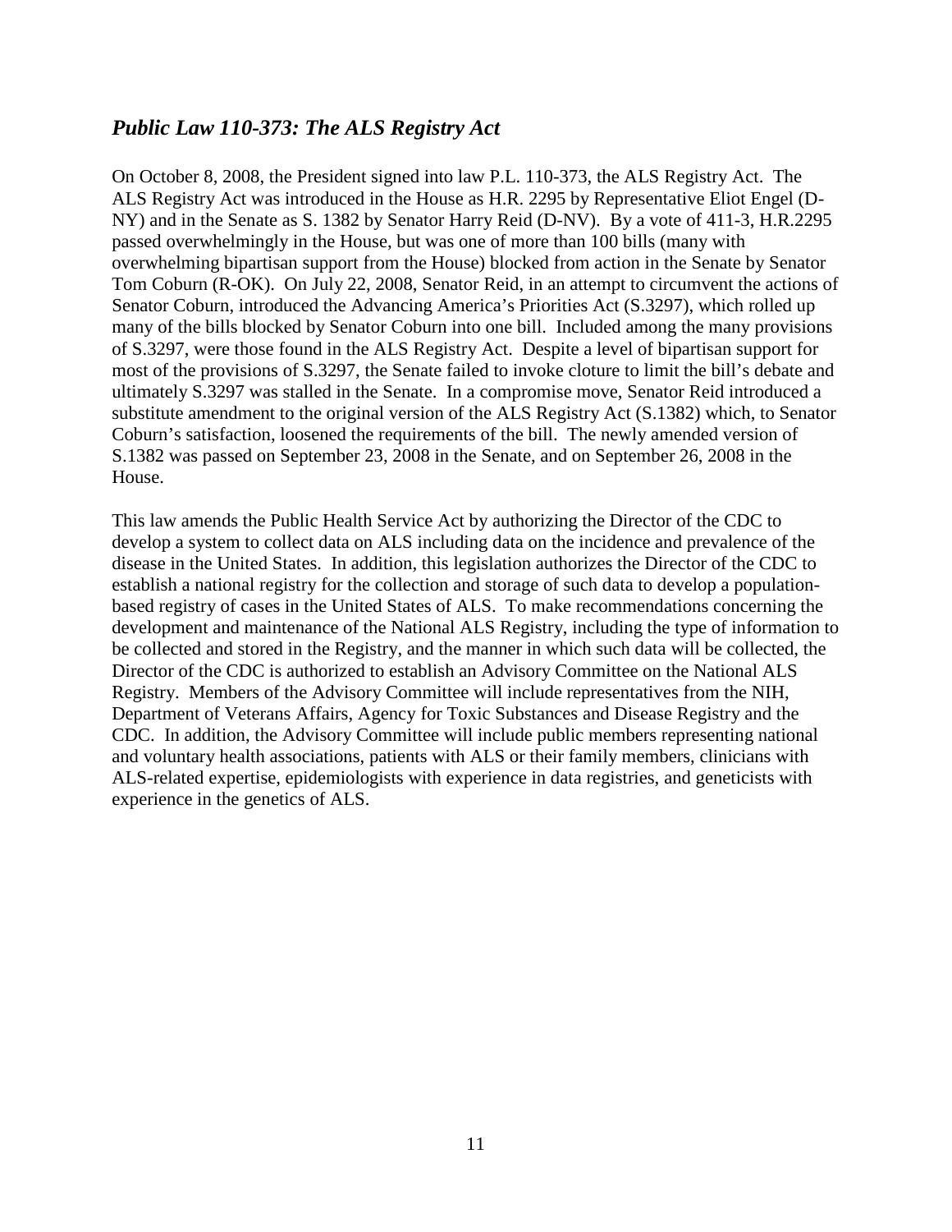## *Public Law 110-373: The ALS Registry Act*

On October 8, 2008, the President signed into law P.L. 110-373, the ALS Registry Act. The ALS Registry Act was introduced in the House as H.R. 2295 by Representative Eliot Engel (D-NY) and in the Senate as S. 1382 by Senator Harry Reid (D-NV). By a vote of 411-3, H.R.2295 passed overwhelmingly in the House, but was one of more than 100 bills (many with overwhelming bipartisan support from the House) blocked from action in the Senate by Senator Tom Coburn (R-OK). On July 22, 2008, Senator Reid, in an attempt to circumvent the actions of Senator Coburn, introduced the Advancing America's Priorities Act (S.3297), which rolled up many of the bills blocked by Senator Coburn into one bill. Included among the many provisions of S.3297, were those found in the ALS Registry Act. Despite a level of bipartisan support for most of the provisions of S.3297, the Senate failed to invoke cloture to limit the bill's debate and ultimately S.3297 was stalled in the Senate. In a compromise move, Senator Reid introduced a substitute amendment to the original version of the ALS Registry Act (S.1382) which, to Senator Coburn's satisfaction, loosened the requirements of the bill. The newly amended version of S.1382 was passed on September 23, 2008 in the Senate, and on September 26, 2008 in the House.

This law amends the Public Health Service Act by authorizing the Director of the CDC to develop a system to collect data on ALS including data on the incidence and prevalence of the disease in the United States. In addition, this legislation authorizes the Director of the CDC to establish a national registry for the collection and storage of such data to develop a population-based registry of cases in the United States of ALS. To make recommendations concerning the development and maintenance of the National ALS Registry, including the type of information to be collected and stored in the Registry, and the manner in which such data will be collected, the Director of the CDC is authorized to establish an Advisory Committee on the National ALS Registry. Members of the Advisory Committee will include representatives from the NIH, Department of Veterans Affairs, Agency for Toxic Substances and Disease Registry and the CDC. In addition, the Advisory Committee will include public members representing national and voluntary health associations, patients with ALS or their family members, clinicians with ALS-related expertise, epidemiologists with experience in data registries, and geneticists with experience in the genetics of ALS.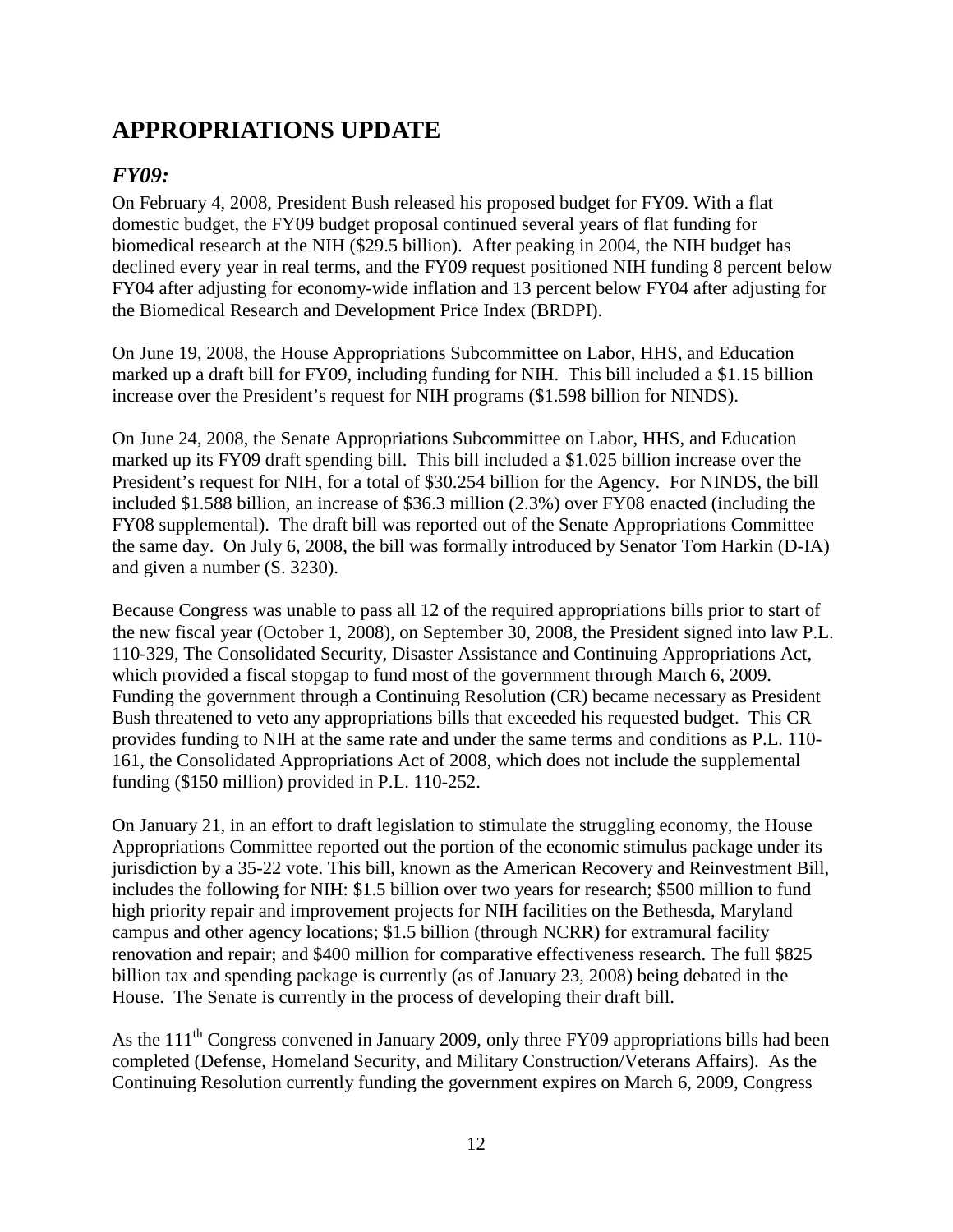# APPROPRIATIONS UPDATE

## *FY09:*

On February 4, 2008, President Bush released his proposed budget for FY09. With a flat domestic budget, the FY09 budget proposal continued several years of flat funding for biomedical research at the NIH ($29.5 billion). After peaking in 2004, the NIH budget has declined every year in real terms, and the FY09 request positioned NIH funding 8 percent below FY04 after adjusting for economy-wide inflation and 13 percent below FY04 after adjusting for the Biomedical Research and Development Price Index (BRDPI).

On June 19, 2008, the House Appropriations Subcommittee on Labor, HHS, and Education marked up a draft bill for FY09, including funding for NIH. This bill included a $1.15 billion increase over the President's request for NIH programs ($1.598 billion for NINDS).

On June 24, 2008, the Senate Appropriations Subcommittee on Labor, HHS, and Education marked up its FY09 draft spending bill. This bill included a $1.025 billion increase over the President's request for NIH, for a total of $30.254 billion for the Agency. For NINDS, the bill included $1.588 billion, an increase of $36.3 million (2.3%) over FY08 enacted (including the FY08 supplemental). The draft bill was reported out of the Senate Appropriations Committee the same day. On July 6, 2008, the bill was formally introduced by Senator Tom Harkin (D-IA) and given a number (S. 3230).

Because Congress was unable to pass all 12 of the required appropriations bills prior to start of the new fiscal year (October 1, 2008), on September 30, 2008, the President signed into law P.L. 110-329, The Consolidated Security, Disaster Assistance and Continuing Appropriations Act, which provided a fiscal stopgap to fund most of the government through March 6, 2009. Funding the government through a Continuing Resolution (CR) became necessary as President Bush threatened to veto any appropriations bills that exceeded his requested budget. This CR provides funding to NIH at the same rate and under the same terms and conditions as P.L. 110-161, the Consolidated Appropriations Act of 2008, which does not include the supplemental funding ($150 million) provided in P.L. 110-252.

On January 21, in an effort to draft legislation to stimulate the struggling economy, the House Appropriations Committee reported out the portion of the economic stimulus package under its jurisdiction by a 35-22 vote. This bill, known as the American Recovery and Reinvestment Bill, includes the following for NIH: $1.5 billion over two years for research; $500 million to fund high priority repair and improvement projects for NIH facilities on the Bethesda, Maryland campus and other agency locations; $1.5 billion (through NCRR) for extramural facility renovation and repair; and $400 million for comparative effectiveness research. The full $825 billion tax and spending package is currently (as of January 23, 2008) being debated in the House. The Senate is currently in the process of developing their draft bill.

As the 111th Congress convened in January 2009, only three FY09 appropriations bills had been completed (Defense, Homeland Security, and Military Construction/Veterans Affairs). As the Continuing Resolution currently funding the government expires on March 6, 2009, Congress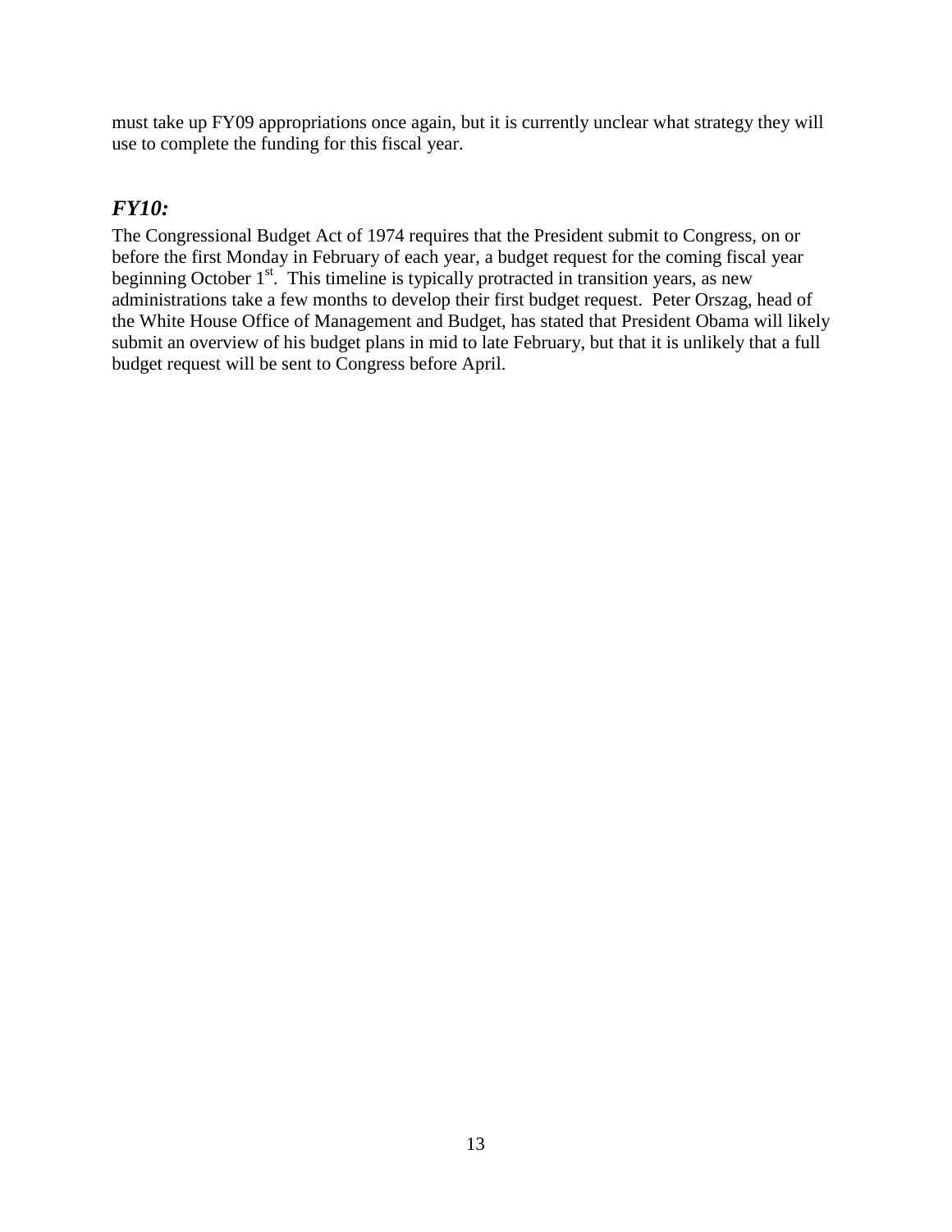must take up FY09 appropriations once again, but it is currently unclear what strategy they will use to complete the funding for this fiscal year.

## *FY10:*

The Congressional Budget Act of 1974 requires that the President submit to Congress, on or before the first Monday in February of each year, a budget request for the coming fiscal year beginning October 1st. This timeline is typically protracted in transition years, as new administrations take a few months to develop their first budget request. Peter Orszag, head of the White House Office of Management and Budget, has stated that President Obama will likely submit an overview of his budget plans in mid to late February, but that it is unlikely that a full budget request will be sent to Congress before April.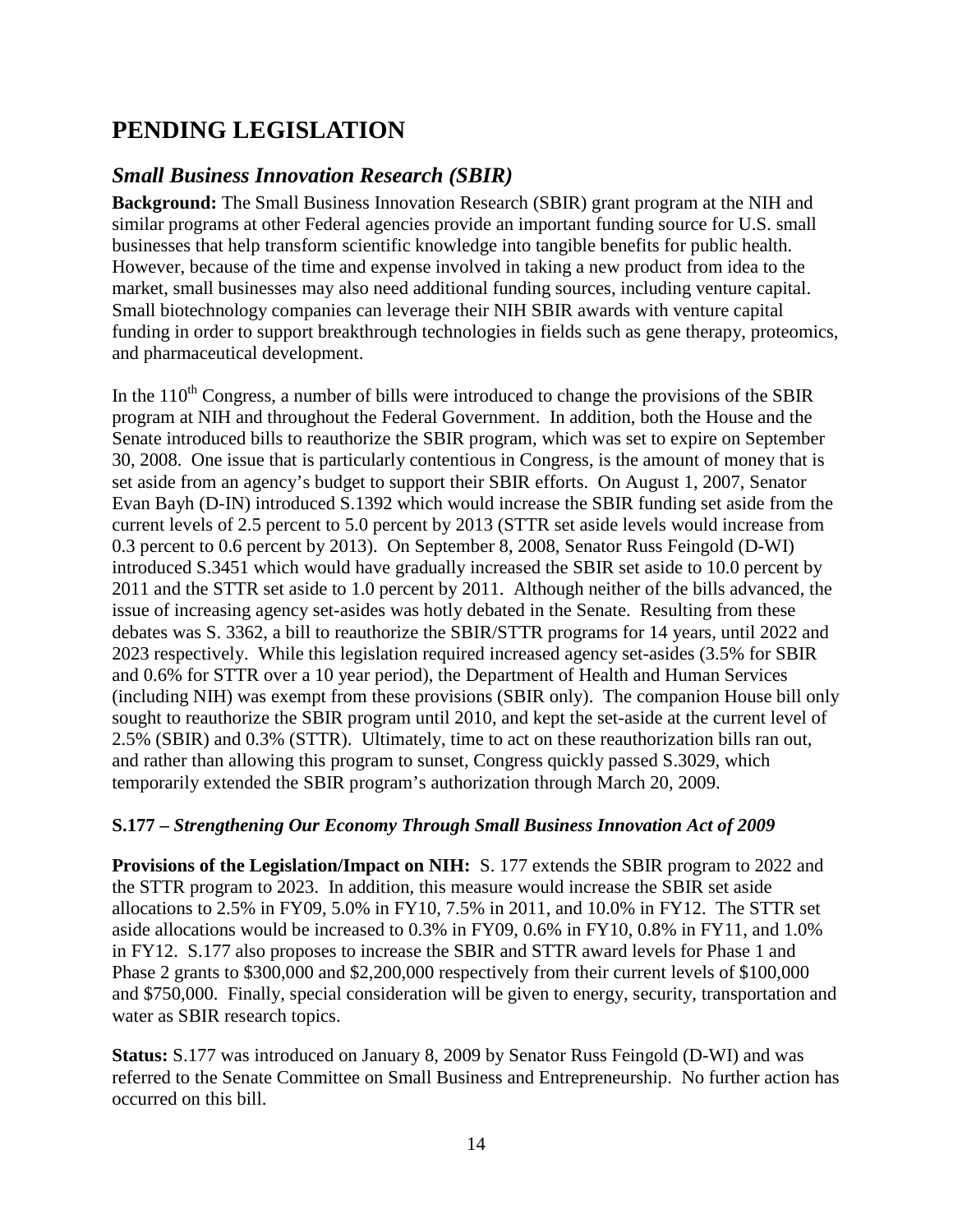# PENDING LEGISLATION

## *Small Business Innovation Research (SBIR)*

**Background:** The Small Business Innovation Research (SBIR) grant program at the NIH and similar programs at other Federal agencies provide an important funding source for U.S. small businesses that help transform scientific knowledge into tangible benefits for public health. However, because of the time and expense involved in taking a new product from idea to the market, small businesses may also need additional funding sources, including venture capital. Small biotechnology companies can leverage their NIH SBIR awards with venture capital funding in order to support breakthrough technologies in fields such as gene therapy, proteomics, and pharmaceutical development.

In the 110th Congress, a number of bills were introduced to change the provisions of the SBIR program at NIH and throughout the Federal Government. In addition, both the House and the Senate introduced bills to reauthorize the SBIR program, which was set to expire on September 30, 2008. One issue that is particularly contentious in Congress, is the amount of money that is set aside from an agency's budget to support their SBIR efforts. On August 1, 2007, Senator Evan Bayh (D-IN) introduced S.1392 which would increase the SBIR funding set aside from the current levels of 2.5 percent to 5.0 percent by 2013 (STTR set aside levels would increase from 0.3 percent to 0.6 percent by 2013). On September 8, 2008, Senator Russ Feingold (D-WI) introduced S.3451 which would have gradually increased the SBIR set aside to 10.0 percent by 2011 and the STTR set aside to 1.0 percent by 2011. Although neither of the bills advanced, the issue of increasing agency set-asides was hotly debated in the Senate. Resulting from these debates was S. 3362, a bill to reauthorize the SBIR/STTR programs for 14 years, until 2022 and 2023 respectively. While this legislation required increased agency set-asides (3.5% for SBIR and 0.6% for STTR over a 10 year period), the Department of Health and Human Services (including NIH) was exempt from these provisions (SBIR only). The companion House bill only sought to reauthorize the SBIR program until 2010, and kept the set-aside at the current level of 2.5% (SBIR) and 0.3% (STTR). Ultimately, time to act on these reauthorization bills ran out, and rather than allowing this program to sunset, Congress quickly passed S.3029, which temporarily extended the SBIR program's authorization through March 20, 2009.

### S.177 – *Strengthening Our Economy Through Small Business Innovation Act of 2009*

**Provisions of the Legislation/Impact on NIH:** S. 177 extends the SBIR program to 2022 and the STTR program to 2023. In addition, this measure would increase the SBIR set aside allocations to 2.5% in FY09, 5.0% in FY10, 7.5% in 2011, and 10.0% in FY12. The STTR set aside allocations would be increased to 0.3% in FY09, 0.6% in FY10, 0.8% in FY11, and 1.0% in FY12. S.177 also proposes to increase the SBIR and STTR award levels for Phase 1 and Phase 2 grants to \$300,000 and \$2,200,000 respectively from their current levels of \$100,000 and \$750,000. Finally, special consideration will be given to energy, security, transportation and water as SBIR research topics.

**Status:** S.177 was introduced on January 8, 2009 by Senator Russ Feingold (D-WI) and was referred to the Senate Committee on Small Business and Entrepreneurship. No further action has occurred on this bill.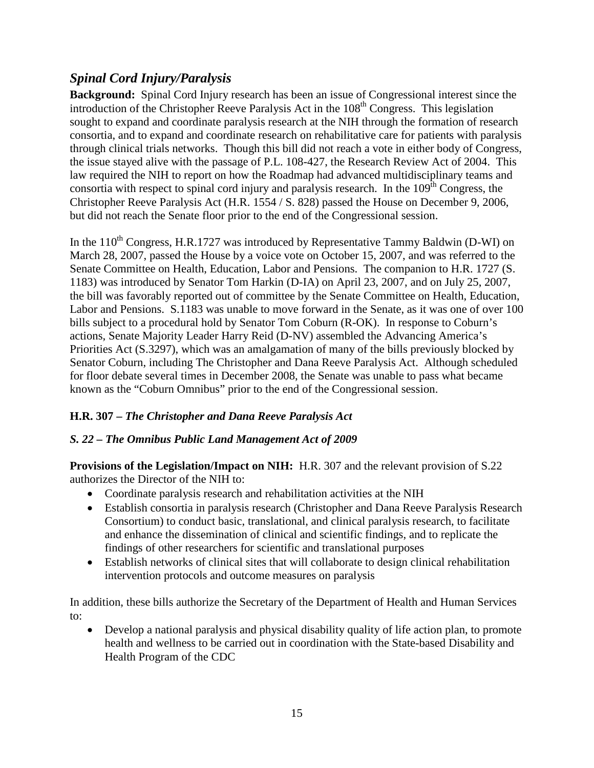## *Spinal Cord Injury/Paralysis*

**Background:** Spinal Cord Injury research has been an issue of Congressional interest since the introduction of the Christopher Reeve Paralysis Act in the 108th Congress. This legislation sought to expand and coordinate paralysis research at the NIH through the formation of research consortia, and to expand and coordinate research on rehabilitative care for patients with paralysis through clinical trials networks. Though this bill did not reach a vote in either body of Congress, the issue stayed alive with the passage of P.L. 108-427, the Research Review Act of 2004. This law required the NIH to report on how the Roadmap had advanced multidisciplinary teams and consortia with respect to spinal cord injury and paralysis research. In the 109th Congress, the Christopher Reeve Paralysis Act (H.R. 1554 / S. 828) passed the House on December 9, 2006, but did not reach the Senate floor prior to the end of the Congressional session.

In the 110th Congress, H.R.1727 was introduced by Representative Tammy Baldwin (D-WI) on March 28, 2007, passed the House by a voice vote on October 15, 2007, and was referred to the Senate Committee on Health, Education, Labor and Pensions. The companion to H.R. 1727 (S. 1183) was introduced by Senator Tom Harkin (D-IA) on April 23, 2007, and on July 25, 2007, the bill was favorably reported out of committee by the Senate Committee on Health, Education, Labor and Pensions. S.1183 was unable to move forward in the Senate, as it was one of over 100 bills subject to a procedural hold by Senator Tom Coburn (R-OK). In response to Coburn's actions, Senate Majority Leader Harry Reid (D-NV) assembled the Advancing America's Priorities Act (S.3297), which was an amalgamation of many of the bills previously blocked by Senator Coburn, including The Christopher and Dana Reeve Paralysis Act. Although scheduled for floor debate several times in December 2008, the Senate was unable to pass what became known as the "Coburn Omnibus" prior to the end of the Congressional session.

### H.R. 307 – *The Christopher and Dana Reeve Paralysis Act*

### *S. 22 – The Omnibus Public Land Management Act of 2009*

**Provisions of the Legislation/Impact on NIH:** H.R. 307 and the relevant provision of S.22 authorizes the Director of the NIH to:

- Coordinate paralysis research and rehabilitation activities at the NIH
- Establish consortia in paralysis research (Christopher and Dana Reeve Paralysis Research Consortium) to conduct basic, translational, and clinical paralysis research, to facilitate and enhance the dissemination of clinical and scientific findings, and to replicate the findings of other researchers for scientific and translational purposes
- Establish networks of clinical sites that will collaborate to design clinical rehabilitation intervention protocols and outcome measures on paralysis

In addition, these bills authorize the Secretary of the Department of Health and Human Services to:

- Develop a national paralysis and physical disability quality of life action plan, to promote health and wellness to be carried out in coordination with the State-based Disability and Health Program of the CDC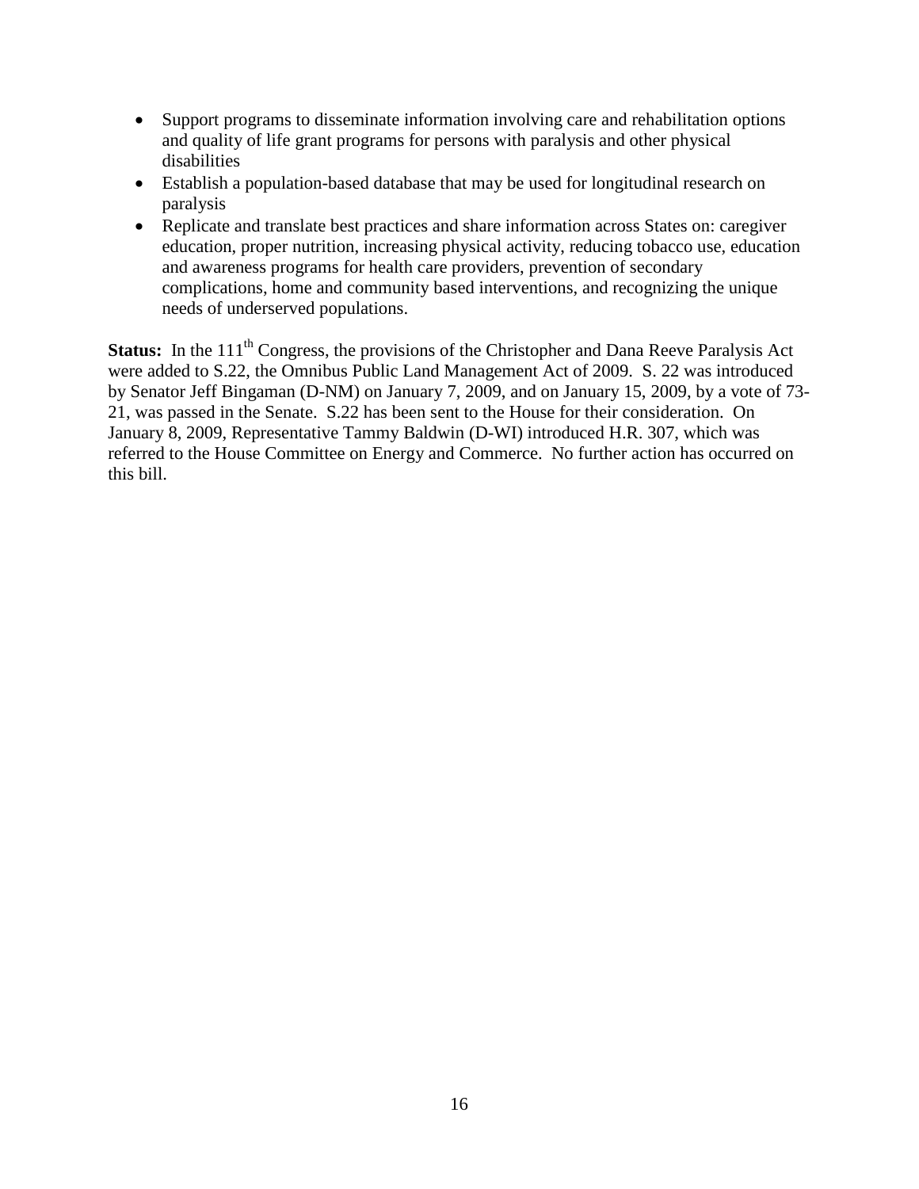- Support programs to disseminate information involving care and rehabilitation options and quality of life grant programs for persons with paralysis and other physical disabilities
- Establish a population-based database that may be used for longitudinal research on paralysis
- Replicate and translate best practices and share information across States on: caregiver education, proper nutrition, increasing physical activity, reducing tobacco use, education and awareness programs for health care providers, prevention of secondary complications, home and community based interventions, and recognizing the unique needs of underserved populations.

**Status:** In the 111th Congress, the provisions of the Christopher and Dana Reeve Paralysis Act were added to S.22, the Omnibus Public Land Management Act of 2009. S. 22 was introduced by Senator Jeff Bingaman (D-NM) on January 7, 2009, and on January 15, 2009, by a vote of 73-21, was passed in the Senate. S.22 has been sent to the House for their consideration. On January 8, 2009, Representative Tammy Baldwin (D-WI) introduced H.R. 307, which was referred to the House Committee on Energy and Commerce. No further action has occurred on this bill.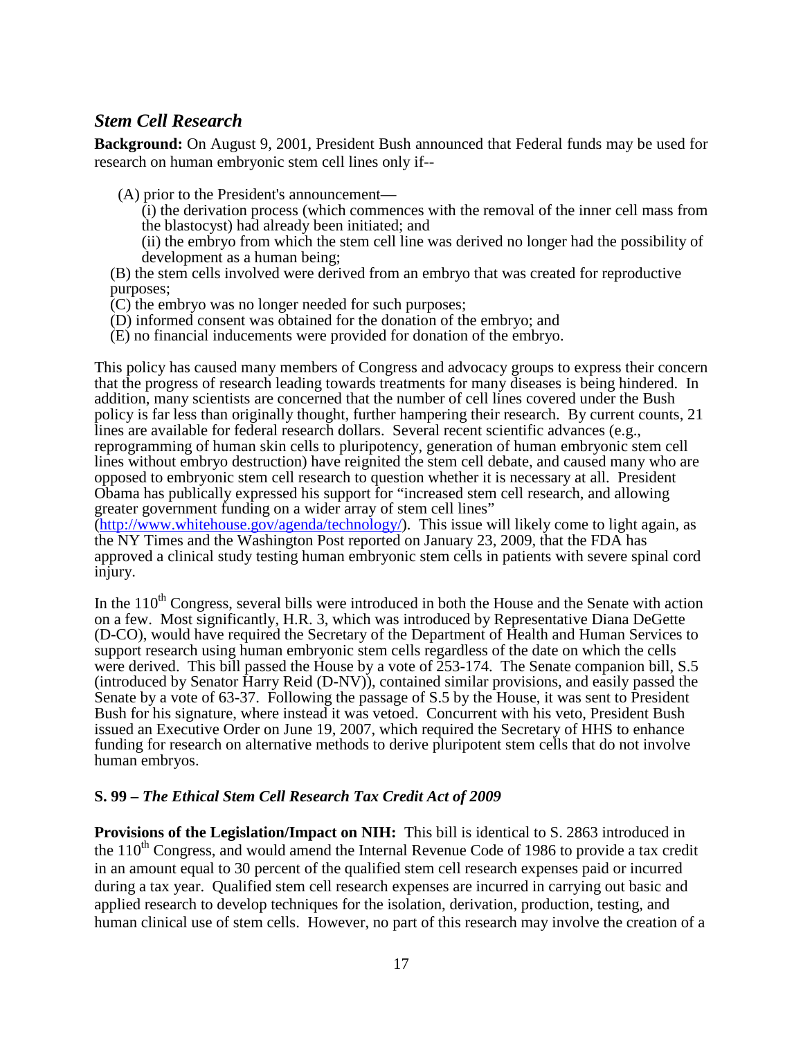## *Stem Cell Research*

**Background:** On August 9, 2001, President Bush announced that Federal funds may be used for research on human embryonic stem cell lines only if--

(A) prior to the President's announcement—
  (i) the derivation process (which commences with the removal of the inner cell mass from the blastocyst) had already been initiated; and
  (ii) the embryo from which the stem cell line was derived no longer had the possibility of development as a human being;
(B) the stem cells involved were derived from an embryo that was created for reproductive purposes;
(C) the embryo was no longer needed for such purposes;
(D) informed consent was obtained for the donation of the embryo; and
(E) no financial inducements were provided for donation of the embryo.

This policy has caused many members of Congress and advocacy groups to express their concern that the progress of research leading towards treatments for many diseases is being hindered. In addition, many scientists are concerned that the number of cell lines covered under the Bush policy is far less than originally thought, further hampering their research. By current counts, 21 lines are available for federal research dollars. Several recent scientific advances (e.g., reprogramming of human skin cells to pluripotency, generation of human embryonic stem cell lines without embryo destruction) have reignited the stem cell debate, and caused many who are opposed to embryonic stem cell research to question whether it is necessary at all. President Obama has publically expressed his support for "increased stem cell research, and allowing greater government funding on a wider array of stem cell lines" (http://www.whitehouse.gov/agenda/technology/). This issue will likely come to light again, as the NY Times and the Washington Post reported on January 23, 2009, that the FDA has approved a clinical study testing human embryonic stem cells in patients with severe spinal cord injury.

In the 110th Congress, several bills were introduced in both the House and the Senate with action on a few. Most significantly, H.R. 3, which was introduced by Representative Diana DeGette (D-CO), would have required the Secretary of the Department of Health and Human Services to support research using human embryonic stem cells regardless of the date on which the cells were derived. This bill passed the House by a vote of 253-174. The Senate companion bill, S.5 (introduced by Senator Harry Reid (D-NV)), contained similar provisions, and easily passed the Senate by a vote of 63-37. Following the passage of S.5 by the House, it was sent to President Bush for his signature, where instead it was vetoed. Concurrent with his veto, President Bush issued an Executive Order on June 19, 2007, which required the Secretary of HHS to enhance funding for research on alternative methods to derive pluripotent stem cells that do not involve human embryos.

### S. 99 – *The Ethical Stem Cell Research Tax Credit Act of 2009*

**Provisions of the Legislation/Impact on NIH:** This bill is identical to S. 2863 introduced in the 110th Congress, and would amend the Internal Revenue Code of 1986 to provide a tax credit in an amount equal to 30 percent of the qualified stem cell research expenses paid or incurred during a tax year. Qualified stem cell research expenses are incurred in carrying out basic and applied research to develop techniques for the isolation, derivation, production, testing, and human clinical use of stem cells. However, no part of this research may involve the creation of a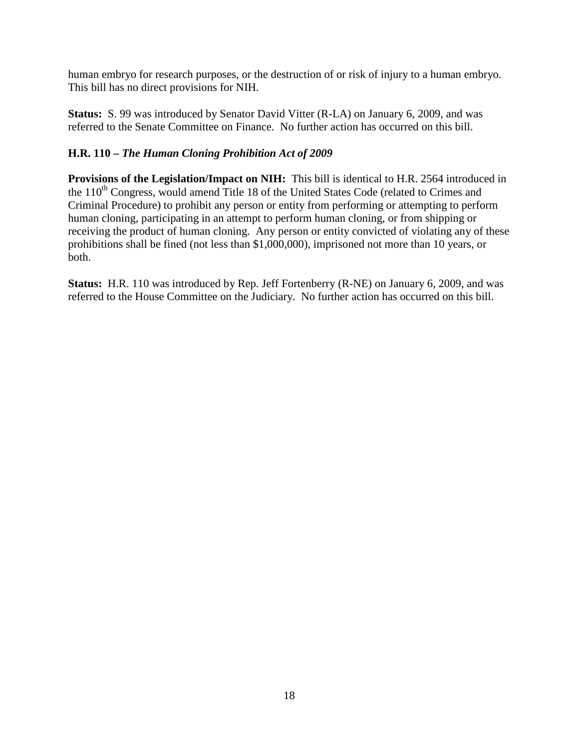human embryo for research purposes, or the destruction of or risk of injury to a human embryo. This bill has no direct provisions for NIH.

**Status:** S. 99 was introduced by Senator David Vitter (R-LA) on January 6, 2009, and was referred to the Senate Committee on Finance. No further action has occurred on this bill.

### H.R. 110 – *The Human Cloning Prohibition Act of 2009*

**Provisions of the Legislation/Impact on NIH:** This bill is identical to H.R. 2564 introduced in the 110th Congress, would amend Title 18 of the United States Code (related to Crimes and Criminal Procedure) to prohibit any person or entity from performing or attempting to perform human cloning, participating in an attempt to perform human cloning, or from shipping or receiving the product of human cloning. Any person or entity convicted of violating any of these prohibitions shall be fined (not less than $1,000,000), imprisoned not more than 10 years, or both.

**Status:** H.R. 110 was introduced by Rep. Jeff Fortenberry (R-NE) on January 6, 2009, and was referred to the House Committee on the Judiciary. No further action has occurred on this bill.